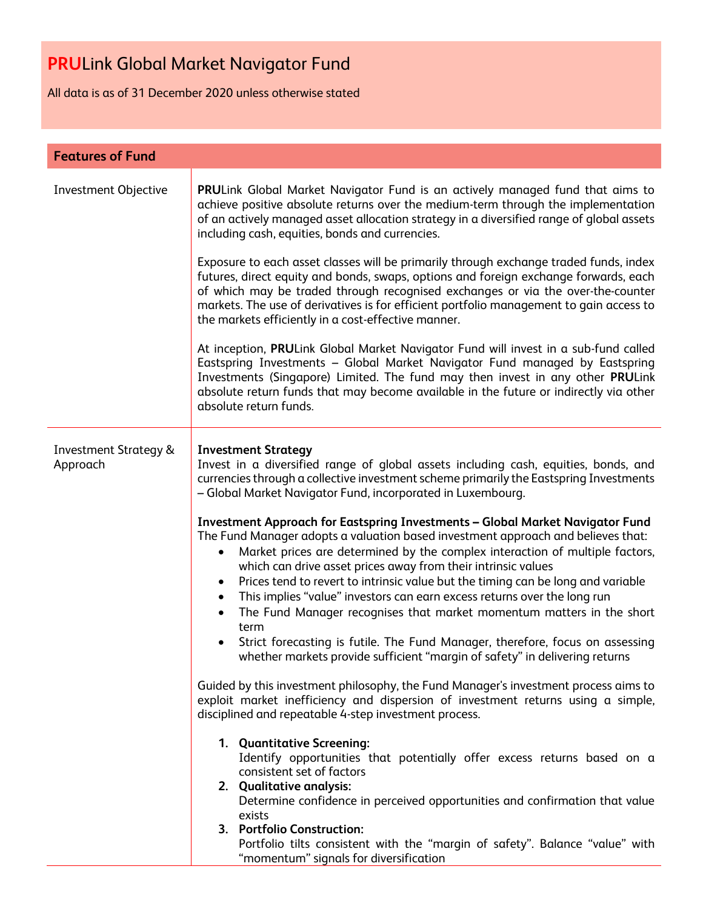# **PRU**Link Global Market Navigator Fund

All data is as of 31 December 2020 unless otherwise stated

## Features of Fund

| | |
|---|---|
| Investment Objective | **PRU**Link Global Market Navigator Fund is an actively managed fund that aims to achieve positive absolute returns over the medium-term through the implementation of an actively managed asset allocation strategy in a diversified range of global assets including cash, equities, bonds and currencies.<br><br>Exposure to each asset classes will be primarily through exchange traded funds, index futures, direct equity and bonds, swaps, options and foreign exchange forwards, each of which may be traded through recognised exchanges or via the over-the-counter markets. The use of derivatives is for efficient portfolio management to gain access to the markets efficiently in a cost-effective manner.<br><br>At inception, **PRU**Link Global Market Navigator Fund will invest in a sub-fund called Eastspring Investments – Global Market Navigator Fund managed by Eastspring Investments (Singapore) Limited. The fund may then invest in any other **PRU**Link absolute return funds that may become available in the future or indirectly via other absolute return funds. |
| Investment Strategy & Approach | **Investment Strategy**<br>Invest in a diversified range of global assets including cash, equities, bonds, and currencies through a collective investment scheme primarily the Eastspring Investments – Global Market Navigator Fund, incorporated in Luxembourg.<br><br>**Investment Approach for Eastspring Investments – Global Market Navigator Fund**<br>The Fund Manager adopts a valuation based investment approach and believes that:<br>• Market prices are determined by the complex interaction of multiple factors, which can drive asset prices away from their intrinsic values<br>• Prices tend to revert to intrinsic value but the timing can be long and variable<br>• This implies "value" investors can earn excess returns over the long run<br>• The Fund Manager recognises that market momentum matters in the short term<br>• Strict forecasting is futile. The Fund Manager, therefore, focus on assessing whether markets provide sufficient "margin of safety" in delivering returns<br><br>Guided by this investment philosophy, the Fund Manager's investment process aims to exploit market inefficiency and dispersion of investment returns using a simple, disciplined and repeatable 4-step investment process.<br><br>1. **Quantitative Screening:**<br>Identify opportunities that potentially offer excess returns based on a consistent set of factors<br>2. **Qualitative analysis:**<br>Determine confidence in perceived opportunities and confirmation that value exists<br>3. **Portfolio Construction:**<br>Portfolio tilts consistent with the "margin of safety". Balance "value" with "momentum" signals for diversification |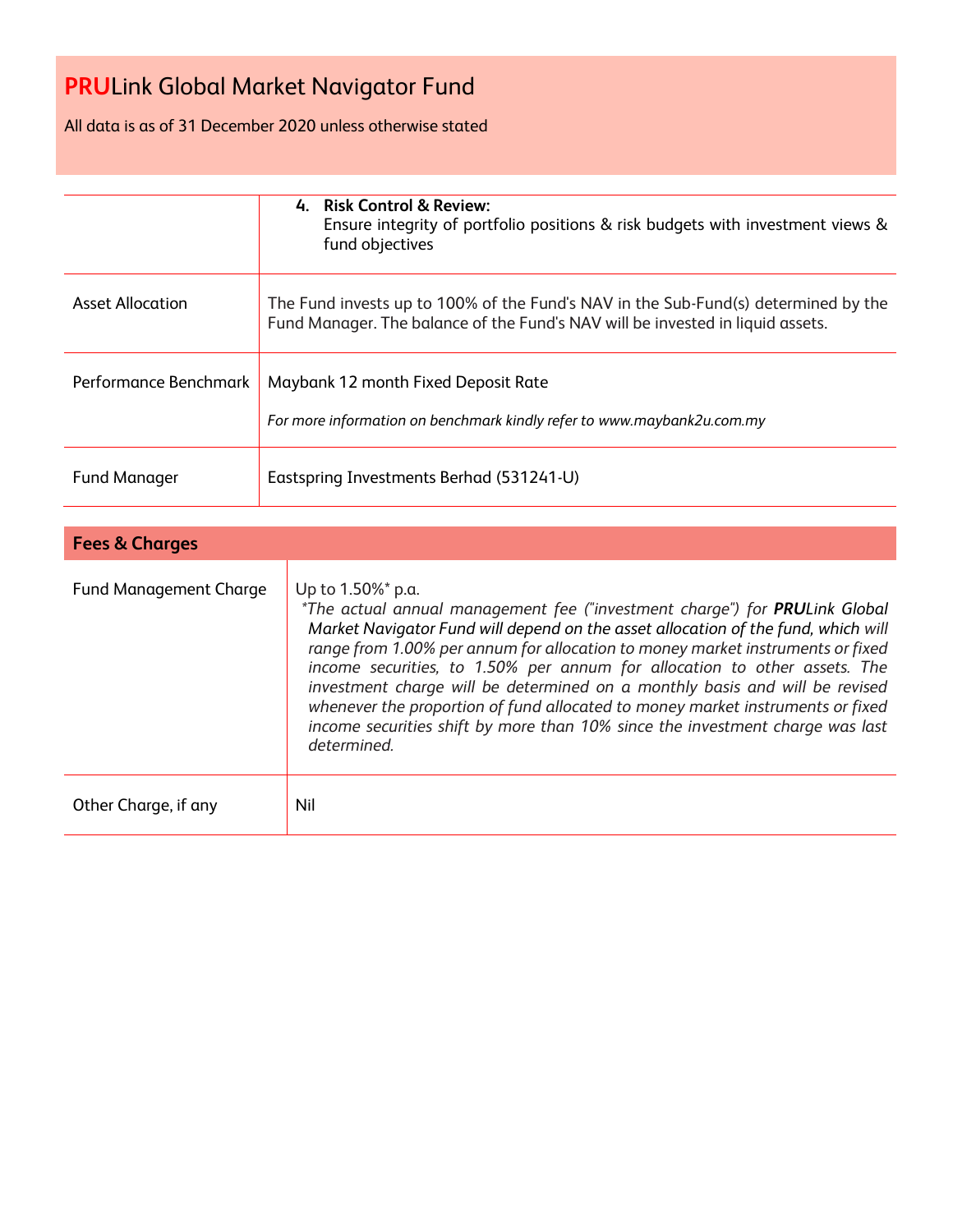# **PRU**Link Global Market Navigator Fund

All data is as of 31 December 2020 unless otherwise stated

| | |
|---|---|
| | 4. **Risk Control & Review:** Ensure integrity of portfolio positions & risk budgets with investment views & fund objectives |
| Asset Allocation | The Fund invests up to 100% of the Fund's NAV in the Sub-Fund(s) determined by the Fund Manager. The balance of the Fund's NAV will be invested in liquid assets. |
| Performance Benchmark | Maybank 12 month Fixed Deposit Rate<br><br>*For more information on benchmark kindly refer to www.maybank2u.com.my* |
| Fund Manager | Eastspring Investments Berhad (531241-U) |

| **Fees & Charges** | |
|---|---|
| Fund Management Charge | Up to 1.50%* p.a.<br>*\*The actual annual management fee ("investment charge") for **PRU**Link Global Market Navigator Fund will depend on the asset allocation of the fund, which will range from 1.00% per annum for allocation to money market instruments or fixed income securities, to 1.50% per annum for allocation to other assets. The investment charge will be determined on a monthly basis and will be revised whenever the proportion of fund allocated to money market instruments or fixed income securities shift by more than 10% since the investment charge was last determined.* |
| Other Charge, if any | Nil |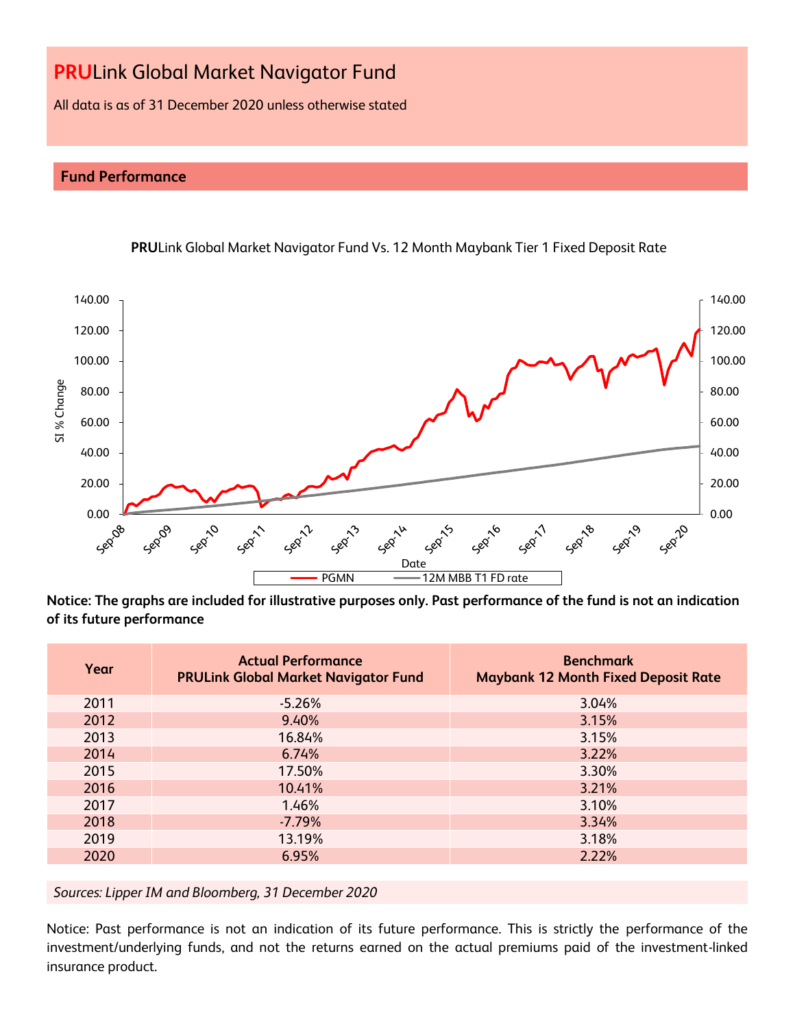# **PRU**Link Global Market Navigator Fund

All data is as of 31 December 2020 unless otherwise stated

## Fund Performance

**PRU**Link Global Market Navigator Fund Vs. 12 Month Maybank Tier 1 Fixed Deposit Rate

**Notice: The graphs are included for illustrative purposes only. Past performance of the fund is not an indication of its future performance**

| Year | Actual Performance PRULink Global Market Navigator Fund | Benchmark Maybank 12 Month Fixed Deposit Rate |
|---|---|---|
| 2011 | -5.26% | 3.04% |
| 2012 | 9.40% | 3.15% |
| 2013 | 16.84% | 3.15% |
| 2014 | 6.74% | 3.22% |
| 2015 | 17.50% | 3.30% |
| 2016 | 10.41% | 3.21% |
| 2017 | 1.46% | 3.10% |
| 2018 | -7.79% | 3.34% |
| 2019 | 13.19% | 3.18% |
| 2020 | 6.95% | 2.22% |

*Sources: Lipper IM and Bloomberg, 31 December 2020*

Notice: Past performance is not an indication of its future performance. This is strictly the performance of the investment/underlying funds, and not the returns earned on the actual premiums paid of the investment-linked insurance product.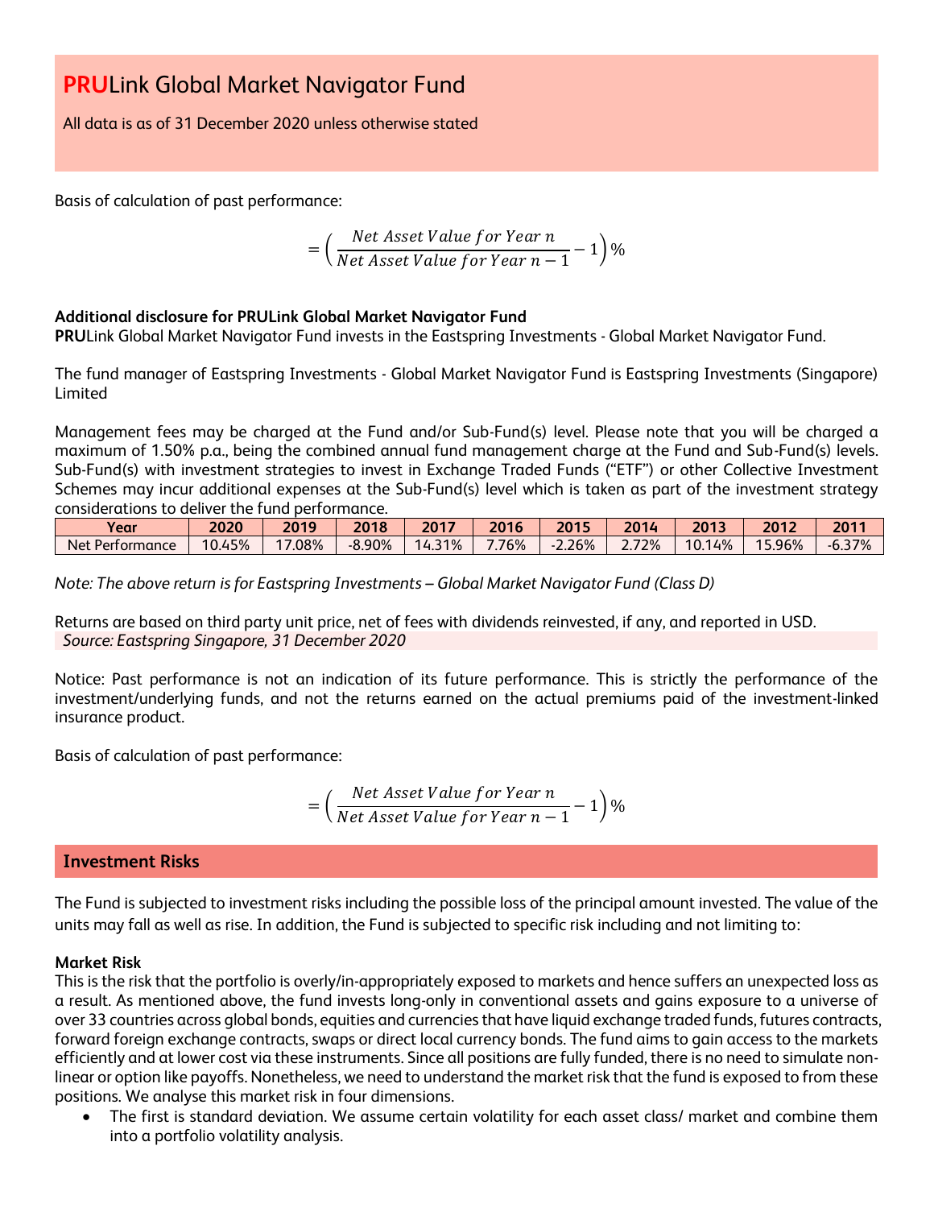# **PRU**Link Global Market Navigator Fund

All data is as of 31 December 2020 unless otherwise stated

Basis of calculation of past performance:

$$= \left( \frac{Net\ Asset\ Value\ for\ Year\ n}{Net\ Asset\ Value\ for\ Year\ n-1} - 1 \right)\%$$

**Additional disclosure for PRULink Global Market Navigator Fund**

**PRU**Link Global Market Navigator Fund invests in the Eastspring Investments - Global Market Navigator Fund.

The fund manager of Eastspring Investments - Global Market Navigator Fund is Eastspring Investments (Singapore) Limited

Management fees may be charged at the Fund and/or Sub-Fund(s) level. Please note that you will be charged a maximum of 1.50% p.a., being the combined annual fund management charge at the Fund and Sub-Fund(s) levels. Sub-Fund(s) with investment strategies to invest in Exchange Traded Funds ("ETF") or other Collective Investment Schemes may incur additional expenses at the Sub-Fund(s) level which is taken as part of the investment strategy considerations to deliver the fund performance.

| Year | 2020 | 2019 | 2018 | 2017 | 2016 | 2015 | 2014 | 2013 | 2012 | 2011 |
|---|---|---|---|---|---|---|---|---|---|---|
| Net Performance | 10.45% | 17.08% | -8.90% | 14.31% | 7.76% | -2.26% | 2.72% | 10.14% | 15.96% | -6.37% |

*Note: The above return is for Eastspring Investments – Global Market Navigator Fund (Class D)*

Returns are based on third party unit price, net of fees with dividends reinvested, if any, and reported in USD.
*Source: Eastspring Singapore, 31 December 2020*

Notice: Past performance is not an indication of its future performance. This is strictly the performance of the investment/underlying funds, and not the returns earned on the actual premiums paid of the investment-linked insurance product.

Basis of calculation of past performance:

$$= \left( \frac{Net\ Asset\ Value\ for\ Year\ n}{Net\ Asset\ Value\ for\ Year\ n-1} - 1 \right)\%$$

## Investment Risks

The Fund is subjected to investment risks including the possible loss of the principal amount invested. The value of the units may fall as well as rise. In addition, the Fund is subjected to specific risk including and not limiting to:

**Market Risk**

This is the risk that the portfolio is overly/in-appropriately exposed to markets and hence suffers an unexpected loss as a result. As mentioned above, the fund invests long-only in conventional assets and gains exposure to a universe of over 33 countries across global bonds, equities and currencies that have liquid exchange traded funds, futures contracts, forward foreign exchange contracts, swaps or direct local currency bonds. The fund aims to gain access to the markets efficiently and at lower cost via these instruments. Since all positions are fully funded, there is no need to simulate non-linear or option like payoffs. Nonetheless, we need to understand the market risk that the fund is exposed to from these positions. We analyse this market risk in four dimensions.

- The first is standard deviation. We assume certain volatility for each asset class/ market and combine them into a portfolio volatility analysis.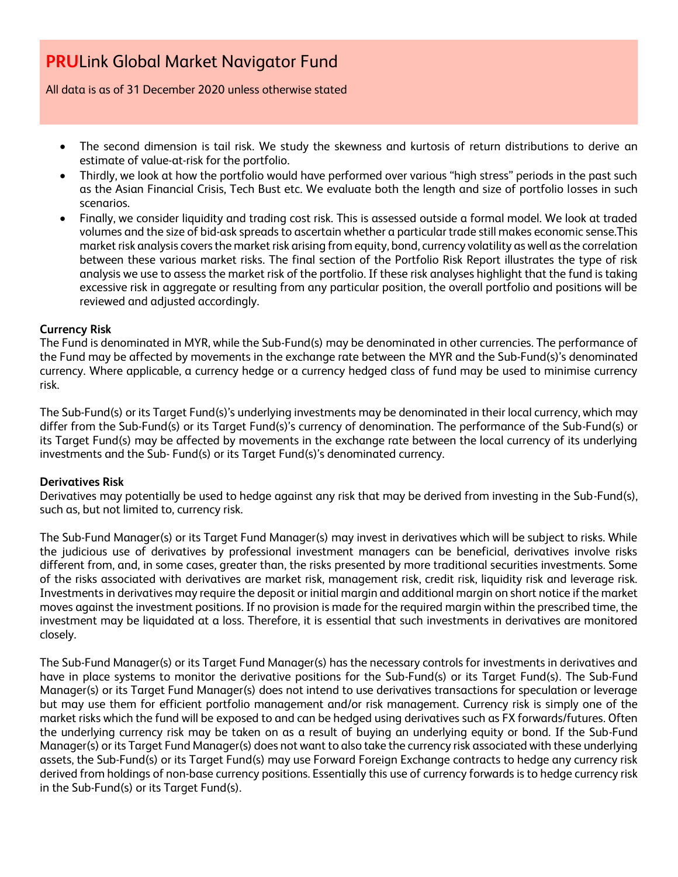- The second dimension is tail risk. We study the skewness and kurtosis of return distributions to derive an estimate of value-at-risk for the portfolio.
- Thirdly, we look at how the portfolio would have performed over various "high stress" periods in the past such as the Asian Financial Crisis, Tech Bust etc. We evaluate both the length and size of portfolio losses in such scenarios.
- Finally, we consider liquidity and trading cost risk. This is assessed outside a formal model. We look at traded volumes and the size of bid-ask spreads to ascertain whether a particular trade still makes economic sense.This market risk analysis covers the market risk arising from equity, bond, currency volatility as well as the correlation between these various market risks. The final section of the Portfolio Risk Report illustrates the type of risk analysis we use to assess the market risk of the portfolio. If these risk analyses highlight that the fund is taking excessive risk in aggregate or resulting from any particular position, the overall portfolio and positions will be reviewed and adjusted accordingly.

**Currency Risk**
The Fund is denominated in MYR, while the Sub-Fund(s) may be denominated in other currencies. The performance of the Fund may be affected by movements in the exchange rate between the MYR and the Sub-Fund(s)'s denominated currency. Where applicable, a currency hedge or a currency hedged class of fund may be used to minimise currency risk.

The Sub-Fund(s) or its Target Fund(s)'s underlying investments may be denominated in their local currency, which may differ from the Sub-Fund(s) or its Target Fund(s)'s currency of denomination. The performance of the Sub-Fund(s) or its Target Fund(s) may be affected by movements in the exchange rate between the local currency of its underlying investments and the Sub- Fund(s) or its Target Fund(s)'s denominated currency.

**Derivatives Risk**
Derivatives may potentially be used to hedge against any risk that may be derived from investing in the Sub-Fund(s), such as, but not limited to, currency risk.

The Sub-Fund Manager(s) or its Target Fund Manager(s) may invest in derivatives which will be subject to risks. While the judicious use of derivatives by professional investment managers can be beneficial, derivatives involve risks different from, and, in some cases, greater than, the risks presented by more traditional securities investments. Some of the risks associated with derivatives are market risk, management risk, credit risk, liquidity risk and leverage risk. Investments in derivatives may require the deposit or initial margin and additional margin on short notice if the market moves against the investment positions. If no provision is made for the required margin within the prescribed time, the investment may be liquidated at a loss. Therefore, it is essential that such investments in derivatives are monitored closely.

The Sub-Fund Manager(s) or its Target Fund Manager(s) has the necessary controls for investments in derivatives and have in place systems to monitor the derivative positions for the Sub-Fund(s) or its Target Fund(s). The Sub-Fund Manager(s) or its Target Fund Manager(s) does not intend to use derivatives transactions for speculation or leverage but may use them for efficient portfolio management and/or risk management. Currency risk is simply one of the market risks which the fund will be exposed to and can be hedged using derivatives such as FX forwards/futures. Often the underlying currency risk may be taken on as a result of buying an underlying equity or bond. If the Sub-Fund Manager(s) or its Target Fund Manager(s) does not want to also take the currency risk associated with these underlying assets, the Sub-Fund(s) or its Target Fund(s) may use Forward Foreign Exchange contracts to hedge any currency risk derived from holdings of non-base currency positions. Essentially this use of currency forwards is to hedge currency risk in the Sub-Fund(s) or its Target Fund(s).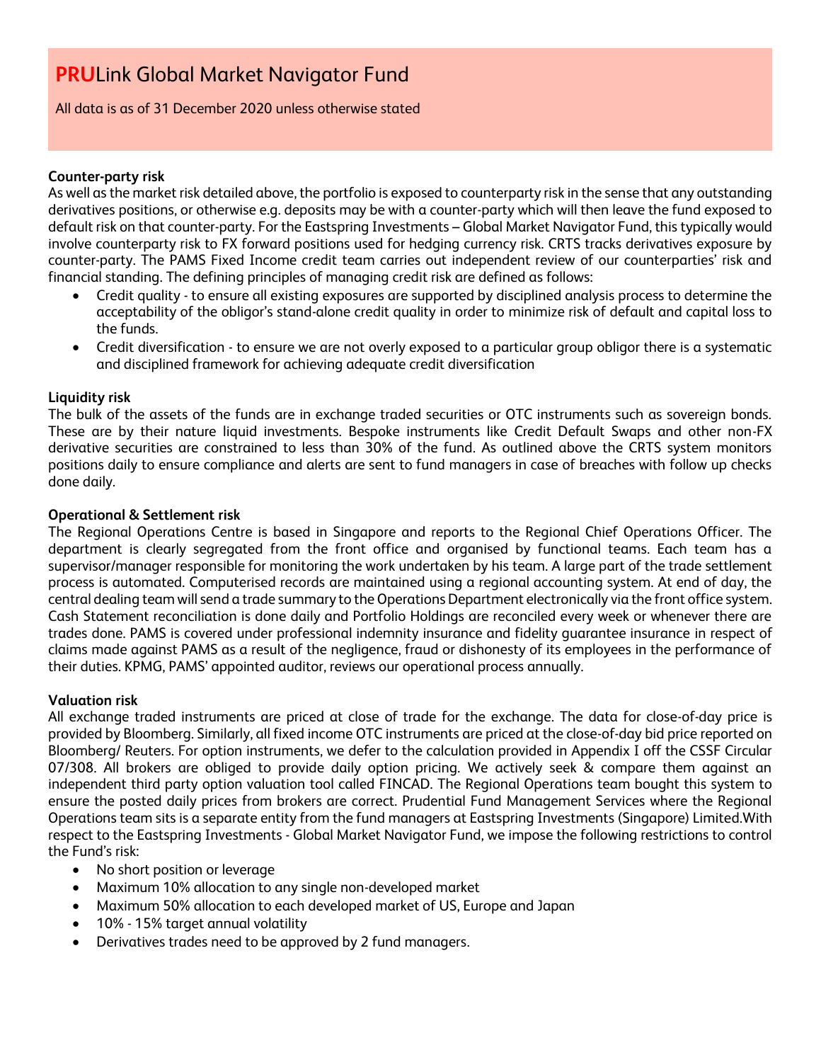# **PRU**Link Global Market Navigator Fund

All data is as of 31 December 2020 unless otherwise stated

**Counter-party risk**

As well as the market risk detailed above, the portfolio is exposed to counterparty risk in the sense that any outstanding derivatives positions, or otherwise e.g. deposits may be with a counter-party which will then leave the fund exposed to default risk on that counter-party. For the Eastspring Investments – Global Market Navigator Fund, this typically would involve counterparty risk to FX forward positions used for hedging currency risk. CRTS tracks derivatives exposure by counter-party. The PAMS Fixed Income credit team carries out independent review of our counterparties' risk and financial standing. The defining principles of managing credit risk are defined as follows:

- Credit quality - to ensure all existing exposures are supported by disciplined analysis process to determine the acceptability of the obligor's stand-alone credit quality in order to minimize risk of default and capital loss to the funds.
- Credit diversification - to ensure we are not overly exposed to a particular group obligor there is a systematic and disciplined framework for achieving adequate credit diversification

**Liquidity risk**

The bulk of the assets of the funds are in exchange traded securities or OTC instruments such as sovereign bonds. These are by their nature liquid investments. Bespoke instruments like Credit Default Swaps and other non-FX derivative securities are constrained to less than 30% of the fund. As outlined above the CRTS system monitors positions daily to ensure compliance and alerts are sent to fund managers in case of breaches with follow up checks done daily.

**Operational & Settlement risk**

The Regional Operations Centre is based in Singapore and reports to the Regional Chief Operations Officer. The department is clearly segregated from the front office and organised by functional teams. Each team has a supervisor/manager responsible for monitoring the work undertaken by his team. A large part of the trade settlement process is automated. Computerised records are maintained using a regional accounting system. At end of day, the central dealing team will send a trade summary to the Operations Department electronically via the front office system. Cash Statement reconciliation is done daily and Portfolio Holdings are reconciled every week or whenever there are trades done. PAMS is covered under professional indemnity insurance and fidelity guarantee insurance in respect of claims made against PAMS as a result of the negligence, fraud or dishonesty of its employees in the performance of their duties. KPMG, PAMS' appointed auditor, reviews our operational process annually.

**Valuation risk**

All exchange traded instruments are priced at close of trade for the exchange. The data for close-of-day price is provided by Bloomberg. Similarly, all fixed income OTC instruments are priced at the close-of-day bid price reported on Bloomberg/ Reuters. For option instruments, we defer to the calculation provided in Appendix I off the CSSF Circular 07/308. All brokers are obliged to provide daily option pricing. We actively seek & compare them against an independent third party option valuation tool called FINCAD. The Regional Operations team bought this system to ensure the posted daily prices from brokers are correct. Prudential Fund Management Services where the Regional Operations team sits is a separate entity from the fund managers at Eastspring Investments (Singapore) Limited.With respect to the Eastspring Investments - Global Market Navigator Fund, we impose the following restrictions to control the Fund's risk:

- No short position or leverage
- Maximum 10% allocation to any single non-developed market
- Maximum 50% allocation to each developed market of US, Europe and Japan
- 10% - 15% target annual volatility
- Derivatives trades need to be approved by 2 fund managers.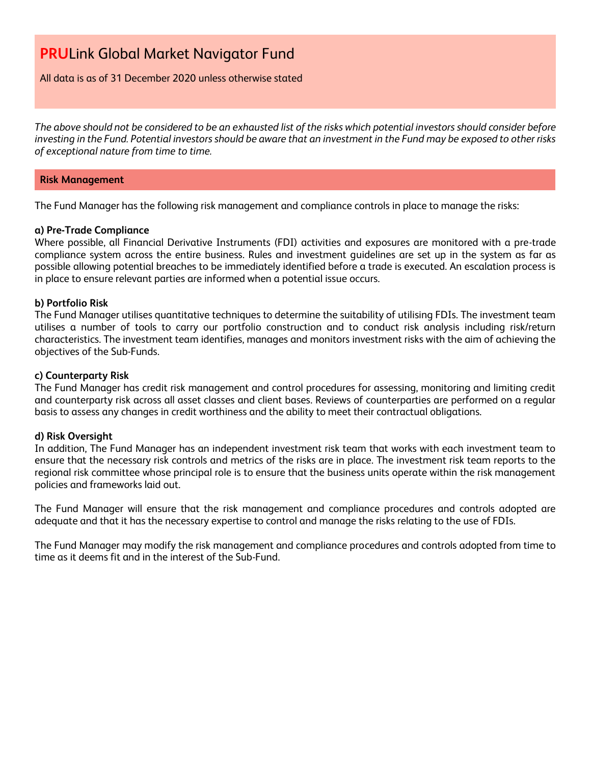*The above should not be considered to be an exhausted list of the risks which potential investors should consider before investing in the Fund. Potential investors should be aware that an investment in the Fund may be exposed to other risks of exceptional nature from time to time.*

## Risk Management

The Fund Manager has the following risk management and compliance controls in place to manage the risks:

**a) Pre-Trade Compliance**
Where possible, all Financial Derivative Instruments (FDI) activities and exposures are monitored with a pre-trade compliance system across the entire business. Rules and investment guidelines are set up in the system as far as possible allowing potential breaches to be immediately identified before a trade is executed. An escalation process is in place to ensure relevant parties are informed when a potential issue occurs.

**b) Portfolio Risk**
The Fund Manager utilises quantitative techniques to determine the suitability of utilising FDIs. The investment team utilises a number of tools to carry our portfolio construction and to conduct risk analysis including risk/return characteristics. The investment team identifies, manages and monitors investment risks with the aim of achieving the objectives of the Sub-Funds.

**c) Counterparty Risk**
The Fund Manager has credit risk management and control procedures for assessing, monitoring and limiting credit and counterparty risk across all asset classes and client bases. Reviews of counterparties are performed on a regular basis to assess any changes in credit worthiness and the ability to meet their contractual obligations.

**d) Risk Oversight**
In addition, The Fund Manager has an independent investment risk team that works with each investment team to ensure that the necessary risk controls and metrics of the risks are in place. The investment risk team reports to the regional risk committee whose principal role is to ensure that the business units operate within the risk management policies and frameworks laid out.

The Fund Manager will ensure that the risk management and compliance procedures and controls adopted are adequate and that it has the necessary expertise to control and manage the risks relating to the use of FDIs.

The Fund Manager may modify the risk management and compliance procedures and controls adopted from time to time as it deems fit and in the interest of the Sub-Fund.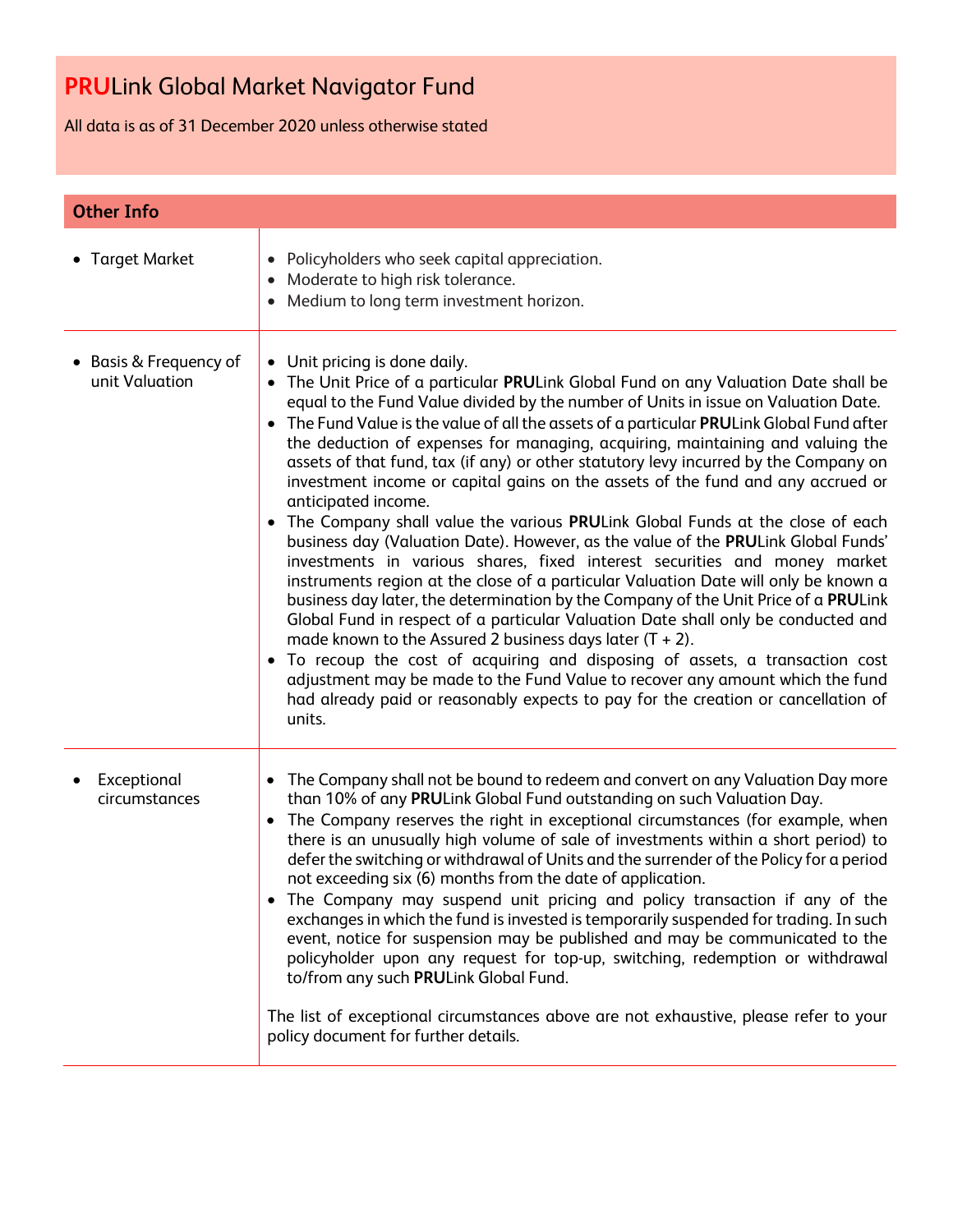# **PRU**Link Global Market Navigator Fund

All data is as of 31 December 2020 unless otherwise stated

## Other Info

| | |
|---|---|
| • Target Market | • Policyholders who seek capital appreciation.<br>• Moderate to high risk tolerance.<br>• Medium to long term investment horizon. |
| • Basis & Frequency of unit Valuation | • Unit pricing is done daily.<br>• The Unit Price of a particular **PRU**Link Global Fund on any Valuation Date shall be equal to the Fund Value divided by the number of Units in issue on Valuation Date.<br>• The Fund Value is the value of all the assets of a particular **PRU**Link Global Fund after the deduction of expenses for managing, acquiring, maintaining and valuing the assets of that fund, tax (if any) or other statutory levy incurred by the Company on investment income or capital gains on the assets of the fund and any accrued or anticipated income.<br>• The Company shall value the various **PRU**Link Global Funds at the close of each business day (Valuation Date). However, as the value of the **PRU**Link Global Funds' investments in various shares, fixed interest securities and money market instruments region at the close of a particular Valuation Date will only be known a business day later, the determination by the Company of the Unit Price of a **PRU**Link Global Fund in respect of a particular Valuation Date shall only be conducted and made known to the Assured 2 business days later (T + 2).<br>• To recoup the cost of acquiring and disposing of assets, a transaction cost adjustment may be made to the Fund Value to recover any amount which the fund had already paid or reasonably expects to pay for the creation or cancellation of units. |
| • Exceptional circumstances | • The Company shall not be bound to redeem and convert on any Valuation Day more than 10% of any **PRU**Link Global Fund outstanding on such Valuation Day.<br>• The Company reserves the right in exceptional circumstances (for example, when there is an unusually high volume of sale of investments within a short period) to defer the switching or withdrawal of Units and the surrender of the Policy for a period not exceeding six (6) months from the date of application.<br>• The Company may suspend unit pricing and policy transaction if any of the exchanges in which the fund is invested is temporarily suspended for trading. In such event, notice for suspension may be published and may be communicated to the policyholder upon any request for top-up, switching, redemption or withdrawal to/from any such **PRU**Link Global Fund.<br><br>The list of exceptional circumstances above are not exhaustive, please refer to your policy document for further details. |